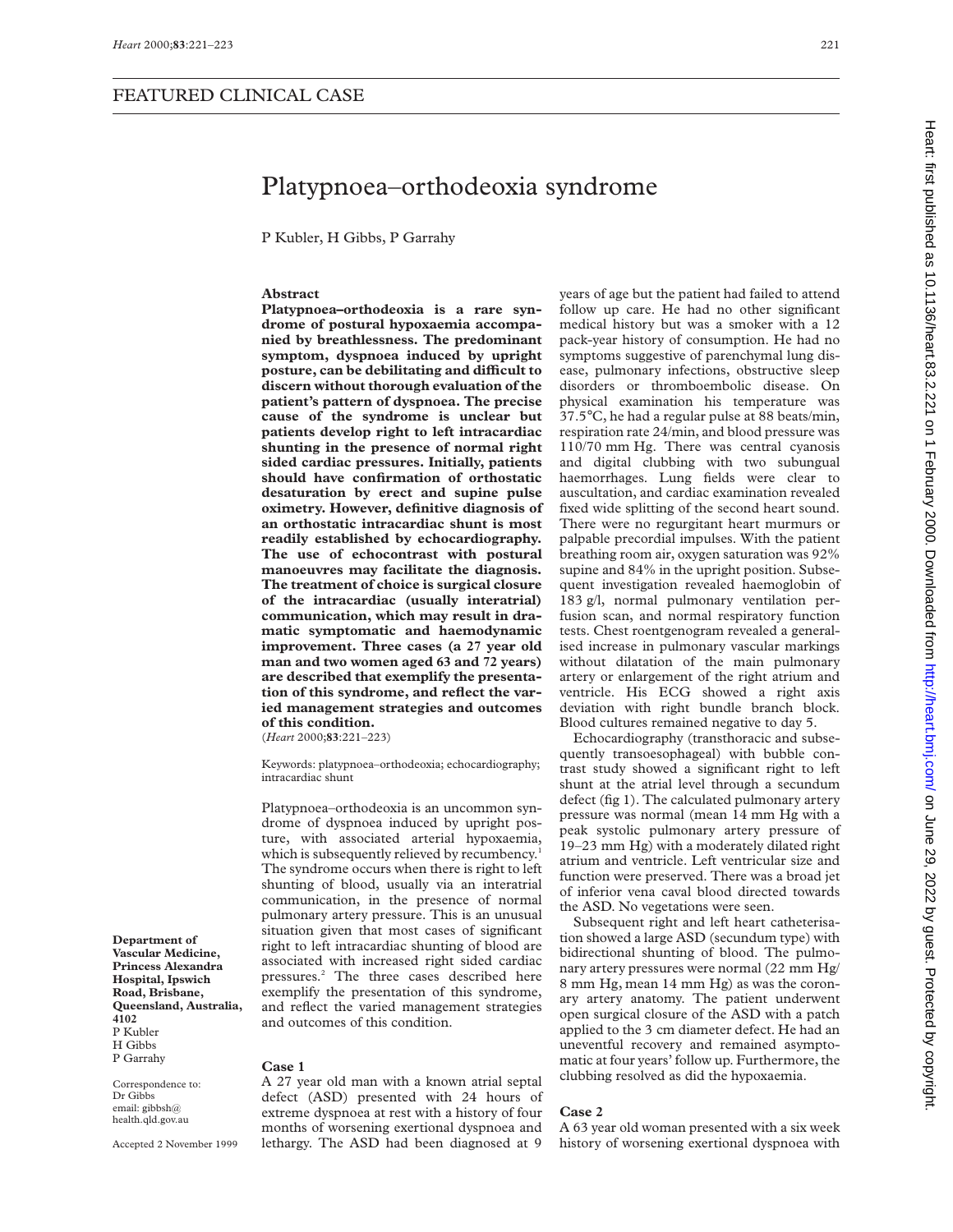FEATURED CLINICAL CASE

# Platypnoea–orthodeoxia syndrome

P Kubler, H Gibbs, P Garrahy

Department of Vascular Medicine, Princess Alexandra Hospital, Ipswich Road, Brisbane, Queensland, Australia, 4102
P Kubler
H Gibbs
P Garrahy

Correspondence to: Dr Gibbs
email: gibbsh@health.qld.gov.au

Accepted 2 November 1999

## Abstract

**Platypnoea–orthodeoxia is a rare syndrome of postural hypoxaemia accompanied by breathlessness. The predominant symptom, dyspnoea induced by upright posture, can be debilitating and difficult to discern without thorough evaluation of the patient's pattern of dyspnoea. The precise cause of the syndrome is unclear but patients develop right to left intracardiac shunting in the presence of normal right sided cardiac pressures. Initially, patients should have confirmation of orthostatic desaturation by erect and supine pulse oximetry. However, definitive diagnosis of an orthostatic intracardiac shunt is most readily established by echocardiography. The use of echocontrast with postural manoeuvres may facilitate the diagnosis. The treatment of choice is surgical closure of the intracardiac (usually interatrial) communication, which may result in dramatic symptomatic and haemodynamic improvement. Three cases (a 27 year old man and two women aged 63 and 72 years) are described that exemplify the presentation of this syndrome, and reflect the varied management strategies and outcomes of this condition.**

(*Heart* 2000;**83**:221–223)

Keywords: platypnoea–orthodeoxia; echocardiography; intracardiac shunt

Platypnoea–orthodeoxia is an uncommon syndrome of dyspnoea induced by upright posture, with associated arterial hypoxaemia, which is subsequently relieved by recumbency.[1] The syndrome occurs when there is right to left shunting of blood, usually via an interatrial communication, in the presence of normal pulmonary artery pressure. This is an unusual situation given that most cases of significant right to left intracardiac shunting of blood are associated with increased right sided cardiac pressures.[2] The three cases described here exemplify the presentation of this syndrome, and reflect the varied management strategies and outcomes of this condition.

### Case 1

A 27 year old man with a known atrial septal defect (ASD) presented with 24 hours of extreme dyspnoea at rest with a history of four months of worsening exertional dyspnoea and lethargy. The ASD had been diagnosed at 9 years of age but the patient had failed to attend follow up care. He had no other significant medical history but was a smoker with a 12 pack-year history of consumption. He had no symptoms suggestive of parenchymal lung disease, pulmonary infections, obstructive sleep disorders or thromboembolic disease. On physical examination his temperature was 37.5°C, he had a regular pulse at 88 beats/min, respiration rate 24/min, and blood pressure was 110/70 mm Hg. There was central cyanosis and digital clubbing with two subungual haemorrhages. Lung fields were clear to auscultation, and cardiac examination revealed fixed wide splitting of the second heart sound. There were no regurgitant heart murmurs or palpable precordial impulses. With the patient breathing room air, oxygen saturation was 92% supine and 84% in the upright position. Subsequent investigation revealed haemoglobin of 183 g/l, normal pulmonary ventilation perfusion scan, and normal respiratory function tests. Chest roentgenogram revealed a generalised increase in pulmonary vascular markings without dilatation of the main pulmonary artery or enlargement of the right atrium and ventricle. His ECG showed a right axis deviation with right bundle branch block. Blood cultures remained negative to day 5.

Echocardiography (transthoracic and subsequently transoesophageal) with bubble contrast study showed a significant right to left shunt at the atrial level through a secundum defect (fig 1). The calculated pulmonary artery pressure was normal (mean 14 mm Hg with a peak systolic pulmonary artery pressure of 19–23 mm Hg) with a moderately dilated right atrium and ventricle. Left ventricular size and function were preserved. There was a broad jet of inferior vena caval blood directed towards the ASD. No vegetations were seen.

Subsequent right and left heart catheterisation showed a large ASD (secundum type) with bidirectional shunting of blood. The pulmonary artery pressures were normal (22 mm Hg/8 mm Hg, mean 14 mm Hg) as was the coronary artery anatomy. The patient underwent open surgical closure of the ASD with a patch applied to the 3 cm diameter defect. He had an uneventful recovery and remained asymptomatic at four years' follow up. Furthermore, the clubbing resolved as did the hypoxaemia.

### Case 2

A 63 year old woman presented with a six week history of worsening exertional dyspnoea with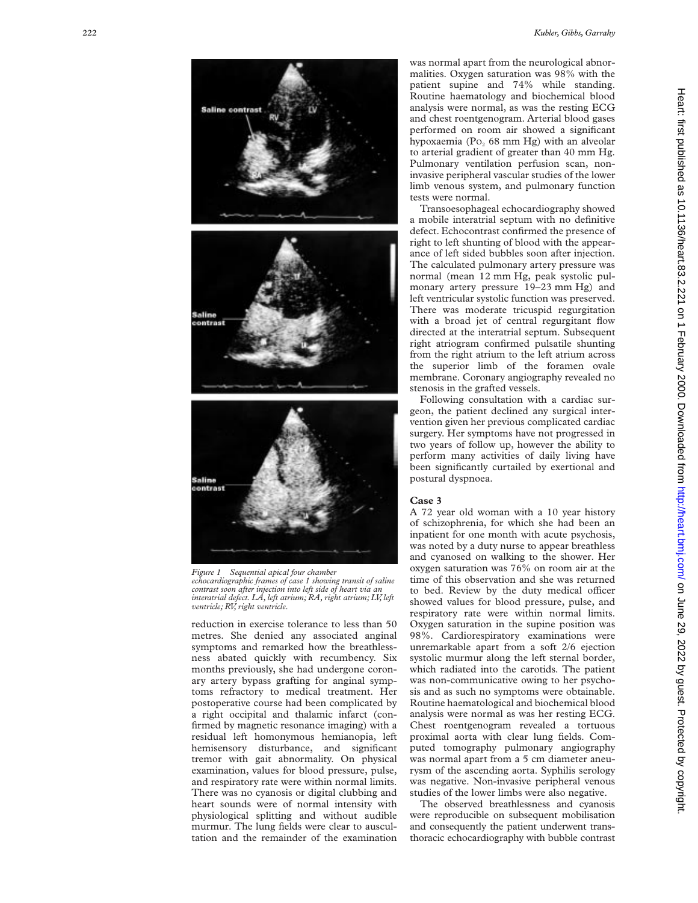Figure 1 Sequential apical four chamber echocardiographic frames of case 1 showing transit of saline contrast soon after injection into left side of heart via an interatrial defect. LA, left atrium; RA, right atrium; LV, left ventricle; RV, right ventricle.

reduction in exercise tolerance to less than 50 metres. She denied any associated anginal symptoms and remarked how the breathlessness abated quickly with recumbency. Six months previously, she had undergone coronary artery bypass grafting for anginal symptoms refractory to medical treatment. Her postoperative course had been complicated by a right occipital and thalamic infarct (confirmed by magnetic resonance imaging) with a residual left homonymous hemianopia, left hemisensory disturbance, and significant tremor with gait abnormality. On physical examination, values for blood pressure, pulse, and respiratory rate were within normal limits. There was no cyanosis or digital clubbing and heart sounds were of normal intensity with physiological splitting and without audible murmur. The lung fields were clear to auscultation and the remainder of the examination was normal apart from the neurological abnormalities. Oxygen saturation was 98% with the patient supine and 74% while standing. Routine haematology and biochemical blood analysis were normal, as was the resting ECG and chest roentgenogram. Arterial blood gases performed on room air showed a significant hypoxaemia ($PO_2$ 68 mm Hg) with an alveolar to arterial gradient of greater than 40 mm Hg. Pulmonary ventilation perfusion scan, non-invasive peripheral vascular studies of the lower limb venous system, and pulmonary function tests were normal.

Transoesophageal echocardiography showed a mobile interatrial septum with no definitive defect. Echocontrast confirmed the presence of right to left shunting of blood with the appearance of left sided bubbles soon after injection. The calculated pulmonary artery pressure was normal (mean 12 mm Hg, peak systolic pulmonary artery pressure 19–23 mm Hg) and left ventricular systolic function was preserved. There was moderate tricuspid regurgitation with a broad jet of central regurgitant flow directed at the interatrial septum. Subsequent right atriogram confirmed pulsatile shunting from the right atrium to the left atrium across the superior limb of the foramen ovale membrane. Coronary angiography revealed no stenosis in the grafted vessels.

Following consultation with a cardiac surgeon, the patient declined any surgical intervention given her previous complicated cardiac surgery. Her symptoms have not progressed in two years of follow up, however the ability to perform many activities of daily living have been significantly curtailed by exertional and postural dyspnoea.

### Case 3

A 72 year old woman with a 10 year history of schizophrenia, for which she had been an inpatient for one month with acute psychosis, was noted by a duty nurse to appear breathless and cyanosed on walking to the shower. Her oxygen saturation was 76% on room air at the time of this observation and she was returned to bed. Review by the duty medical officer showed values for blood pressure, pulse, and respiratory rate were within normal limits. Oxygen saturation in the supine position was 98%. Cardiorespiratory examinations were unremarkable apart from a soft 2/6 ejection systolic murmur along the left sternal border, which radiated into the carotids. The patient was non-communicative owing to her psychosis and as such no symptoms were obtainable. Routine haematological and biochemical blood analysis were normal as was her resting ECG. Chest roentgenogram revealed a tortuous proximal aorta with clear lung fields. Computed tomography pulmonary angiography was normal apart from a 5 cm diameter aneurysm of the ascending aorta. Syphilis serology was negative. Non-invasive peripheral venous studies of the lower limbs were also negative.

The observed breathlessness and cyanosis were reproducible on subsequent mobilisation and consequently the patient underwent transthoracic echocardiography with bubble contrast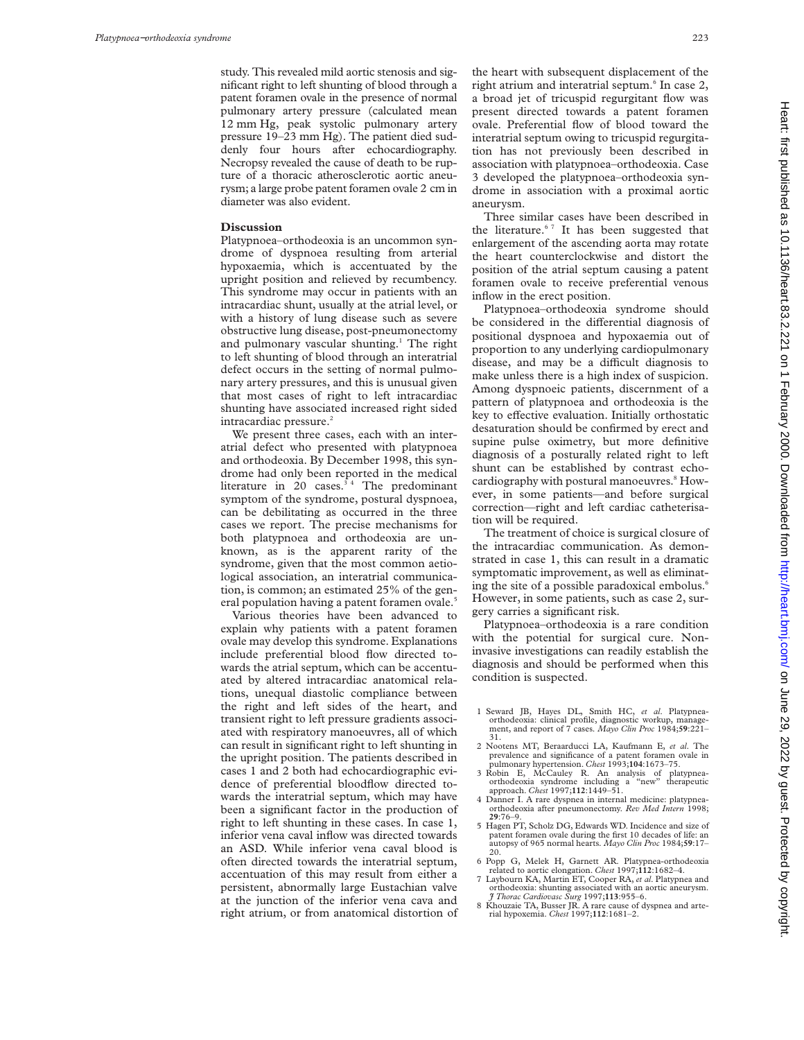study. This revealed mild aortic stenosis and significant right to left shunting of blood through a patent foramen ovale in the presence of normal pulmonary artery pressure (calculated mean 12 mm Hg, peak systolic pulmonary artery pressure 19–23 mm Hg). The patient died suddenly four hours after echocardiography. Necropsy revealed the cause of death to be rupture of a thoracic atherosclerotic aortic aneurysm; a large probe patent foramen ovale 2 cm in diameter was also evident.

## Discussion

Platypnoea–orthodeoxia is an uncommon syndrome of dyspnoea resulting from arterial hypoxaemia, which is accentuated by the upright position and relieved by recumbency. This syndrome may occur in patients with an intracardiac shunt, usually at the atrial level, or with a history of lung disease such as severe obstructive lung disease, post-pneumonectomy and pulmonary vascular shunting.[1] The right to left shunting of blood through an interatrial defect occurs in the setting of normal pulmonary artery pressures, and this is unusual given that most cases of right to left intracardiac shunting have associated increased right sided intracardiac pressure.[2]

We present three cases, each with an interatrial defect who presented with platypnoea and orthodeoxia. By December 1998, this syndrome had only been reported in the medical literature in 20 cases.[3,4] The predominant symptom of the syndrome, postural dyspnoea, can be debilitating as occurred in the three cases we report. The precise mechanisms for both platypnoea and orthodeoxia are unknown, as is the apparent rarity of the syndrome, given that the most common aetiological association, an interatrial communication, is common; an estimated 25% of the general population having a patent foramen ovale.[5]

Various theories have been advanced to explain why patients with a patent foramen ovale may develop this syndrome. Explanations include preferential blood flow directed towards the atrial septum, which can be accentuated by altered intracardiac anatomical relations, unequal diastolic compliance between the right and left sides of the heart, and transient right to left pressure gradients associated with respiratory manoeuvres, all of which can result in significant right to left shunting in the upright position. The patients described in cases 1 and 2 both had echocardiographic evidence of preferential bloodflow directed towards the interatrial septum, which may have been a significant factor in the production of right to left shunting in these cases. In case 1, inferior vena caval inflow was directed towards an ASD. While inferior vena caval blood is often directed towards the interatrial septum, accentuation of this may result from either a persistent, abnormally large Eustachian valve at the junction of the inferior vena cava and right atrium, or from anatomical distortion of the heart with subsequent displacement of the right atrium and interatrial septum.[6] In case 2, a broad jet of tricuspid regurgitant flow was present directed towards a patent foramen ovale. Preferential flow of blood toward the interatrial septum owing to tricuspid regurgitation has not previously been described in association with platypnoea–orthodeoxia. Case 3 developed the platypnoea–orthodeoxia syndrome in association with a proximal aortic aneurysm.

Three similar cases have been described in the literature.[6,7] It has been suggested that enlargement of the ascending aorta may rotate the heart counterclockwise and distort the position of the atrial septum causing a patent foramen ovale to receive preferential venous inflow in the erect position.

Platypnoea–orthodeoxia syndrome should be considered in the differential diagnosis of positional dyspnoea and hypoxaemia out of proportion to any underlying cardiopulmonary disease, and may be a difficult diagnosis to make unless there is a high index of suspicion. Among dyspnoeic patients, discernment of a pattern of platypnoea and orthodeoxia is the key to effective evaluation. Initially orthostatic desaturation should be confirmed by erect and supine pulse oximetry, but more definitive diagnosis of a posturally related right to left shunt can be established by contrast echocardiography with postural manoeuvres.[8] However, in some patients—and before surgical correction—right and left cardiac catheterisation will be required.

The treatment of choice is surgical closure of the intracardiac communication. As demonstrated in case 1, this can result in a dramatic symptomatic improvement, as well as eliminating the site of a possible paradoxical embolus.[6] However, in some patients, such as case 2, surgery carries a significant risk.

Platypnoea–orthodeoxia is a rare condition with the potential for surgical cure. Non-invasive investigations can readily establish the diagnosis and should be performed when this condition is suspected.

1 Seward JB, Hayes DL, Smith HC, *et al*. Platypnea-orthodeoxia: clinical profile, diagnostic workup, management, and report of 7 cases. *Mayo Clin Proc* 1984;**59**:221–31.

2 Nootens MT, Beraarducci LA, Kaufmann E, *et al*. The prevalence and significance of a patent foramen ovale in pulmonary hypertension. *Chest* 1993;**104**:1673–75.

3 Robin E, McCauley R. An analysis of platypnea-orthodeoxia syndrome including a "new" therapeutic approach. *Chest* 1997;**112**:1449–51.

4 Danner I. A rare dyspnea in internal medicine: platypnea-orthodeoxia after pneumonectomy. *Rev Med Intern* 1998;**29**:76–9.

5 Hagen PT, Scholz DG, Edwards WD. Incidence and size of patent foramen ovale during the first 10 decades of life: an autopsy of 965 normal hearts. *Mayo Clin Proc* 1984;**59**:17–20.

6 Popp G, Melek H, Garnett AR. Platypnea-orthodeoxia related to aortic elongation. *Chest* 1997;**112**:1682–4.

7 Laybourn KA, Martin ET, Cooper RA, *et al*. Platypnea and orthodeoxia: shunting associated with an aortic aneurysm. *J Thorac Cardiovasc Surg* 1997;**113**:955–6.

8 Khouzaie TA, Busser JR. A rare cause of dyspnea and arterial hypoxemia. *Chest* 1997;**112**:1681–2.